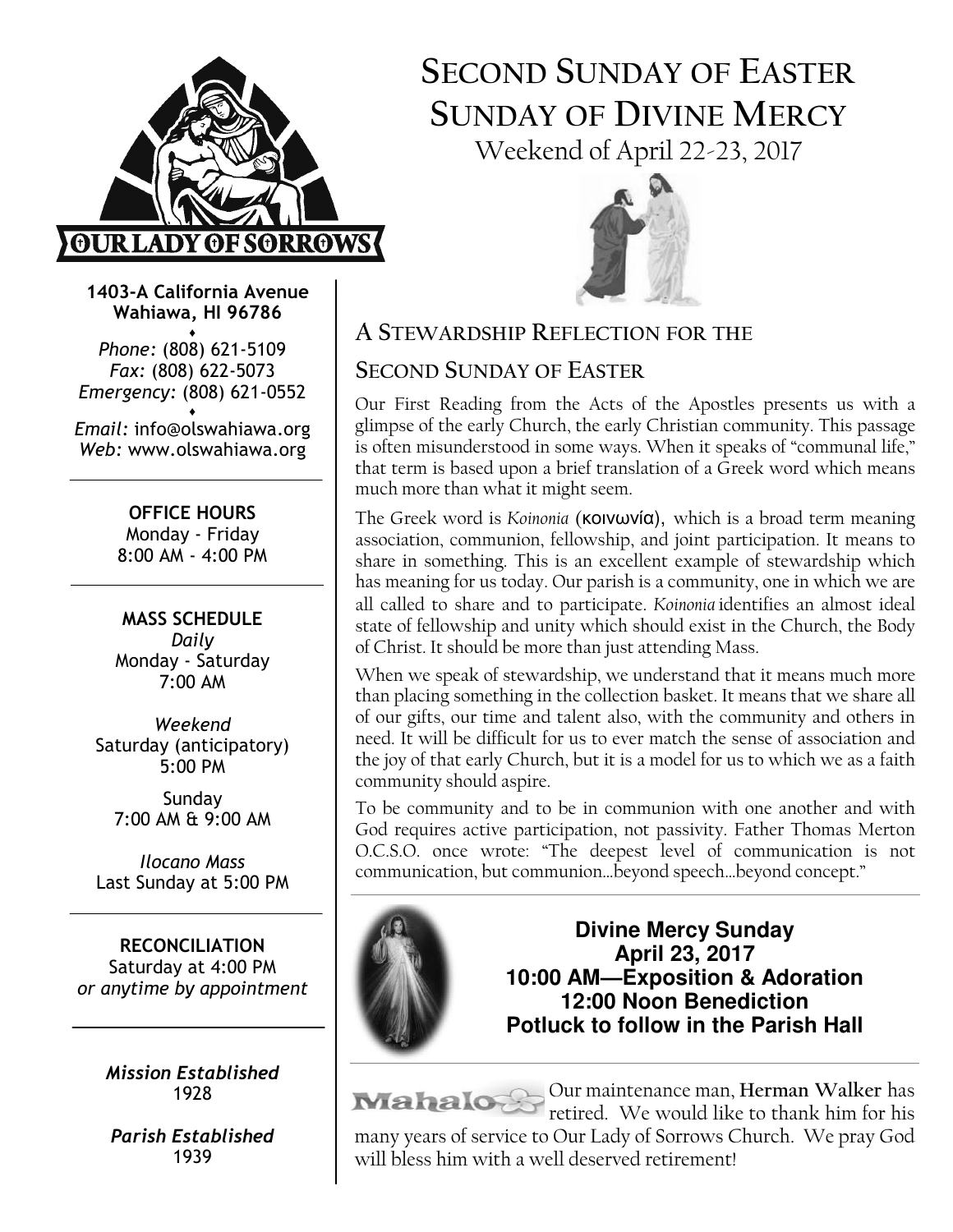# SECOND SUNDAY OF EASTER
# SUNDAY OF DIVINE MERCY

Weekend of April 22-23, 2017

OUR LADY OF SORROWS

**1403-A California Avenue**
**Wahiawa, HI 96786**

*Phone:* (808) 621-5109
*Fax:* (808) 622-5073
*Emergency:* (808) 621-0552

*Email:* info@olswahiawa.org
*Web:* www.olswahiawa.org

**OFFICE HOURS**
Monday - Friday
8:00 AM - 4:00 PM

**MASS SCHEDULE**
*Daily*
Monday - Saturday
7:00 AM

*Weekend*
Saturday (anticipatory)
5:00 PM

Sunday
7:00 AM & 9:00 AM

*Ilocano Mass*
Last Sunday at 5:00 PM

**RECONCILIATION**
Saturday at 4:00 PM
*or anytime by appointment*

***Mission Established***
1928

***Parish Established***
1939

## A STEWARDSHIP REFLECTION FOR THE SECOND SUNDAY OF EASTER

Our First Reading from the Acts of the Apostles presents us with a glimpse of the early Church, the early Christian community. This passage is often misunderstood in some ways. When it speaks of "communal life," that term is based upon a brief translation of a Greek word which means much more than what it might seem.

The Greek word is *Koinonia* (κοινωνία), which is a broad term meaning association, communion, fellowship, and joint participation. It means to share in something. This is an excellent example of stewardship which has meaning for us today. Our parish is a community, one in which we are all called to share and to participate. *Koinonia* identifies an almost ideal state of fellowship and unity which should exist in the Church, the Body of Christ. It should be more than just attending Mass.

When we speak of stewardship, we understand that it means much more than placing something in the collection basket. It means that we share all of our gifts, our time and talent also, with the community and others in need. It will be difficult for us to ever match the sense of association and the joy of that early Church, but it is a model for us to which we as a faith community should aspire.

To be community and to be in communion with one another and with God requires active participation, not passivity. Father Thomas Merton O.C.S.O. once wrote: "The deepest level of communication is not communication, but communion…beyond speech…beyond concept."

**Divine Mercy Sunday**
**April 23, 2017**
**10:00 AM—Exposition & Adoration**
**12:00 Noon Benediction**
**Potluck to follow in the Parish Hall**

Mahalo — Our maintenance man, **Herman Walker** has retired. We would like to thank him for his many years of service to Our Lady of Sorrows Church. We pray God will bless him with a well deserved retirement!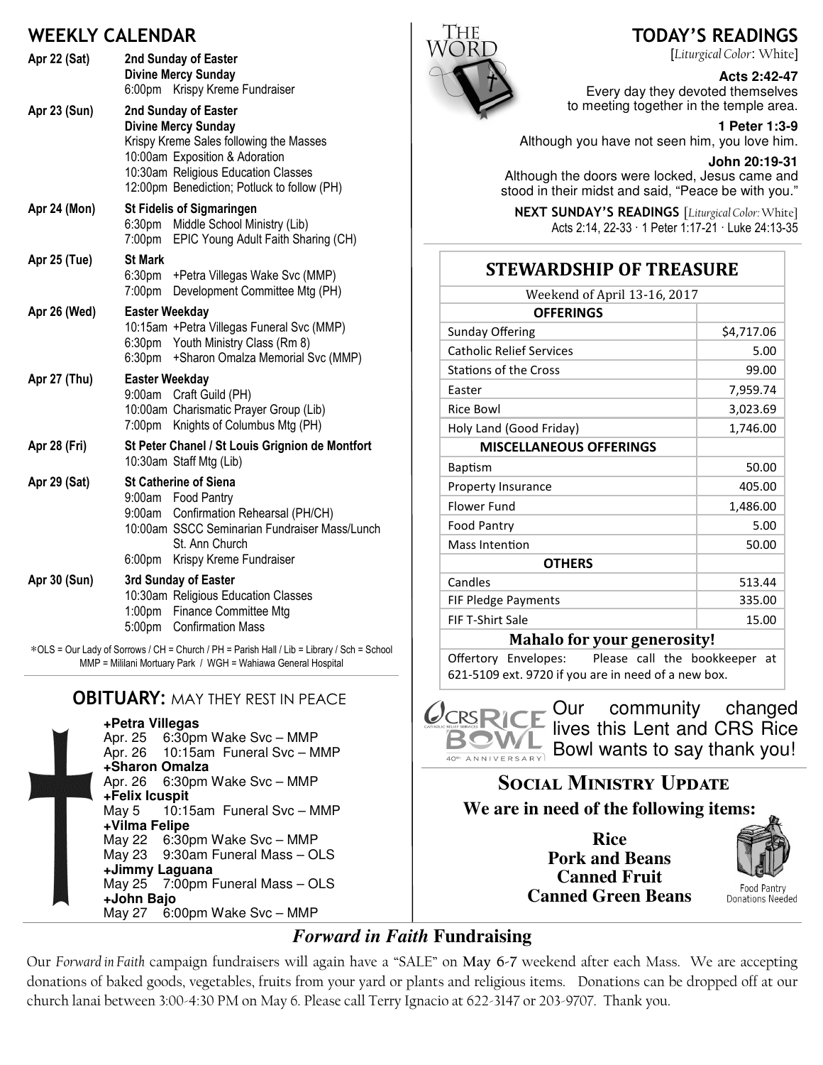## WEEKLY CALENDAR

**Apr 22 (Sat)** — **2nd Sunday of Easter**
**Divine Mercy Sunday**
6:00pm Krispy Kreme Fundraiser

**Apr 23 (Sun)** — **2nd Sunday of Easter**
**Divine Mercy Sunday**
Krispy Kreme Sales following the Masses
10:00am Exposition & Adoration
10:30am Religious Education Classes
12:00pm Benediction; Potluck to follow (PH)

**Apr 24 (Mon)** — **St Fidelis of Sigmaringen**
6:30pm Middle School Ministry (Lib)
7:00pm EPIC Young Adult Faith Sharing (CH)

**Apr 25 (Tue)** — **St Mark**
6:30pm +Petra Villegas Wake Svc (MMP)
7:00pm Development Committee Mtg (PH)

**Apr 26 (Wed)** — **Easter Weekday**
10:15am +Petra Villegas Funeral Svc (MMP)
6:30pm Youth Ministry Class (Rm 8)
6:30pm +Sharon Omalza Memorial Svc (MMP)

**Apr 27 (Thu)** — **Easter Weekday**
9:00am Craft Guild (PH)
10:00am Charismatic Prayer Group (Lib)
7:00pm Knights of Columbus Mtg (PH)

**Apr 28 (Fri)** — **St Peter Chanel / St Louis Grignion de Montfort**
10:30am Staff Mtg (Lib)

**Apr 29 (Sat)** — **St Catherine of Siena**
9:00am Food Pantry
9:00am Confirmation Rehearsal (PH/CH)
10:00am SSCC Seminarian Fundraiser Mass/Lunch St. Ann Church
6:00pm Krispy Kreme Fundraiser

**Apr 30 (Sun)** — **3rd Sunday of Easter**
10:30am Religious Education Classes
1:00pm Finance Committee Mtg
5:00pm Confirmation Mass

*OLS = Our Lady of Sorrows / CH = Church / PH = Parish Hall / Lib = Library / Sch = School
MMP = Mililani Mortuary Park / WGH = Wahiawa General Hospital

## OBITUARY: MAY THEY REST IN PEACE

**+Petra Villegas**
Apr. 25 6:30pm Wake Svc – MMP
Apr. 26 10:15am Funeral Svc – MMP

**+Sharon Omalza**
Apr. 26 6:30pm Wake Svc – MMP

**+Felix Icuspit**
May 5 10:15am Funeral Svc – MMP

**+Vilma Felipe**
May 22 6:30pm Wake Svc – MMP
May 23 9:30am Funeral Mass – OLS

**+Jimmy Laguana**
May 25 7:00pm Funeral Mass – OLS

**+John Bajo**
May 27 6:00pm Wake Svc – MMP

## TODAY'S READINGS

[*Liturgical Color*: White]

**Acts 2:42-47**
Every day they devoted themselves to meeting together in the temple area.

**1 Peter 1:3-9**
Although you have not seen him, you love him.

**John 20:19-31**
Although the doors were locked, Jesus came and stood in their midst and said, "Peace be with you."

**NEXT SUNDAY'S READINGS** [*Liturgical Color*: White]
Acts 2:14, 22-33 · 1 Peter 1:17-21 · Luke 24:13-35

## STEWARDSHIP OF TREASURE

Weekend of April 13-16, 2017

| **OFFERINGS** | |
|---|---|
| Sunday Offering | $4,717.06 |
| Catholic Relief Services | 5.00 |
| Stations of the Cross | 99.00 |
| Easter | 7,959.74 |
| Rice Bowl | 3,023.69 |
| Holy Land (Good Friday) | 1,746.00 |
| **MISCELLANEOUS OFFERINGS** | |
| Baptism | 50.00 |
| Property Insurance | 405.00 |
| Flower Fund | 1,486.00 |
| Food Pantry | 5.00 |
| Mass Intention | 50.00 |
| **OTHERS** | |
| Candles | 513.44 |
| FIF Pledge Payments | 335.00 |
| FIF T-Shirt Sale | 15.00 |

**Mahalo for your generosity!**

Offertory Envelopes: Please call the bookkeeper at 621-5109 ext. 9720 if you are in need of a new box.

Our community changed lives this Lent and CRS Rice Bowl wants to say thank you!

## SOCIAL MINISTRY UPDATE

**We are in need of the following items:**

**Rice**
**Pork and Beans**
**Canned Fruit**
**Canned Green Beans**

Food Pantry Donations Needed

## *Forward in Faith* Fundraising

Our *Forward in Faith* campaign fundraisers will again have a "SALE" on **May 6-7** weekend after each Mass. We are accepting donations of baked goods, vegetables, fruits from your yard or plants and religious items. Donations can be dropped off at our church lanai between 3:00-4:30 PM on May 6. Please call Terry Ignacio at 622-3147 or 203-9707. Thank you.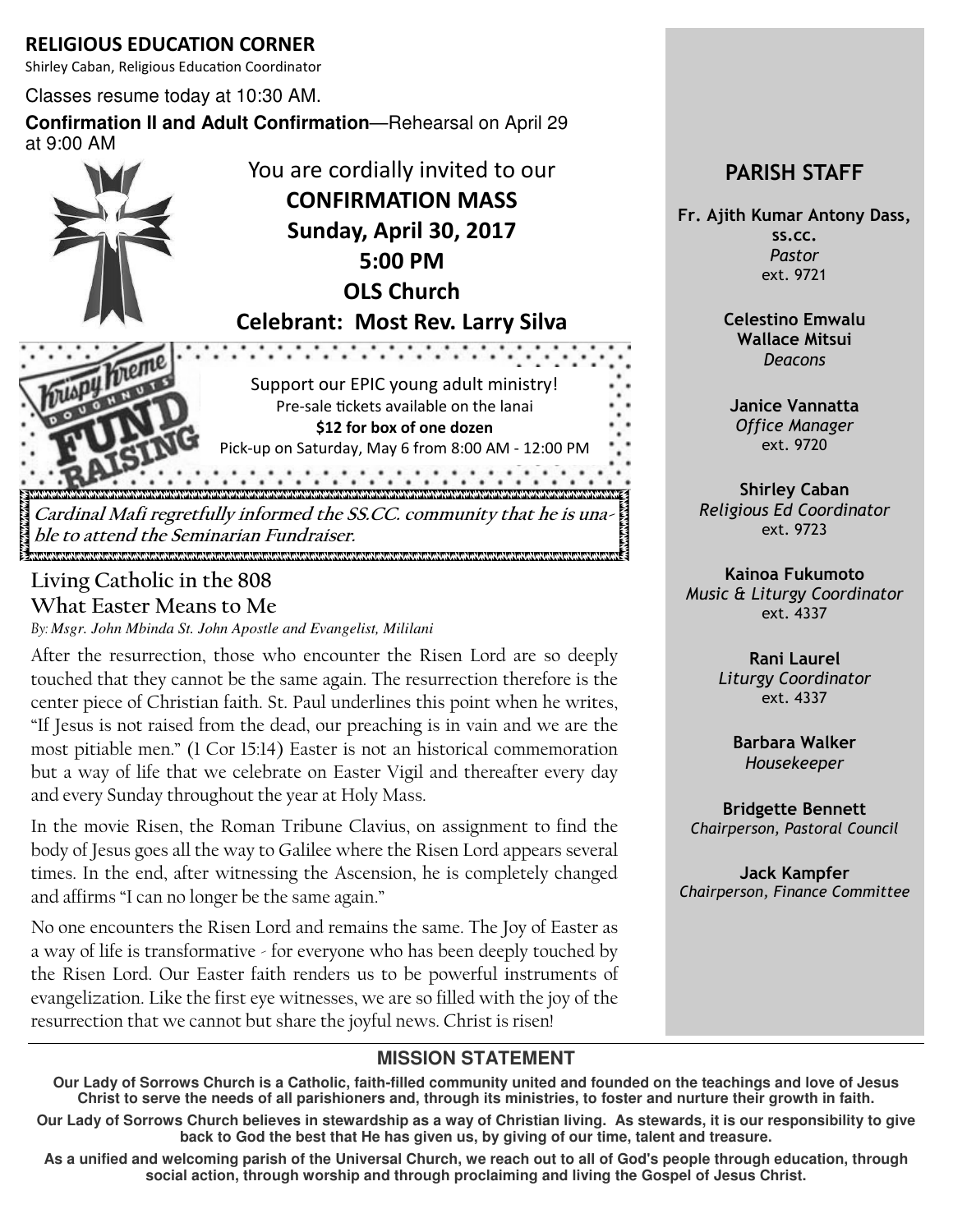## RELIGIOUS EDUCATION CORNER

Shirley Caban, Religious Education Coordinator

Classes resume today at 10:30 AM.

**Confirmation II and Adult Confirmation**—Rehearsal on April 29 at 9:00 AM

You are cordially invited to our

**CONFIRMATION MASS**
**Sunday, April 30, 2017**
**5:00 PM**
**OLS Church**
**Celebrant: Most Rev. Larry Silva**

Krispy Kreme Doughnuts FUND RAISING

Support our EPIC young adult ministry!
Pre-sale tickets available on the lanai
**$12 for box of one dozen**
Pick-up on Saturday, May 6 from 8:00 AM - 12:00 PM

***Cardinal Mafi regretfully informed the SS.CC. community that he is unable to attend the Seminarian Fundraiser.***

## Living Catholic in the 808
## What Easter Means to Me

*By: Msgr. John Mbinda St. John Apostle and Evangelist, Mililani*

After the resurrection, those who encounter the Risen Lord are so deeply touched that they cannot be the same again. The resurrection therefore is the center piece of Christian faith. St. Paul underlines this point when he writes, "If Jesus is not raised from the dead, our preaching is in vain and we are the most pitiable men." (1 Cor 15:14) Easter is not an historical commemoration but a way of life that we celebrate on Easter Vigil and thereafter every day and every Sunday throughout the year at Holy Mass.

In the movie Risen, the Roman Tribune Clavius, on assignment to find the body of Jesus goes all the way to Galilee where the Risen Lord appears several times. In the end, after witnessing the Ascension, he is completely changed and affirms "I can no longer be the same again."

No one encounters the Risen Lord and remains the same. The Joy of Easter as a way of life is transformative - for everyone who has been deeply touched by the Risen Lord. Our Easter faith renders us to be powerful instruments of evangelization. Like the first eye witnesses, we are so filled with the joy of the resurrection that we cannot but share the joyful news. Christ is risen!

## PARISH STAFF

**Fr. Ajith Kumar Antony Dass, ss.cc.**
*Pastor*
ext. 9721

**Celestino Emwalu**
**Wallace Mitsui**
*Deacons*

**Janice Vannatta**
*Office Manager*
ext. 9720

**Shirley Caban**
*Religious Ed Coordinator*
ext. 9723

**Kainoa Fukumoto**
*Music & Liturgy Coordinator*
ext. 4337

**Rani Laurel**
*Liturgy Coordinator*
ext. 4337

**Barbara Walker**
*Housekeeper*

**Bridgette Bennett**
*Chairperson, Pastoral Council*

**Jack Kampfer**
*Chairperson, Finance Committee*

## MISSION STATEMENT

**Our Lady of Sorrows Church is a Catholic, faith-filled community united and founded on the teachings and love of Jesus Christ to serve the needs of all parishioners and, through its ministries, to foster and nurture their growth in faith.**

**Our Lady of Sorrows Church believes in stewardship as a way of Christian living. As stewards, it is our responsibility to give back to God the best that He has given us, by giving of our time, talent and treasure.**

**As a unified and welcoming parish of the Universal Church, we reach out to all of God's people through education, through social action, through worship and through proclaiming and living the Gospel of Jesus Christ.**